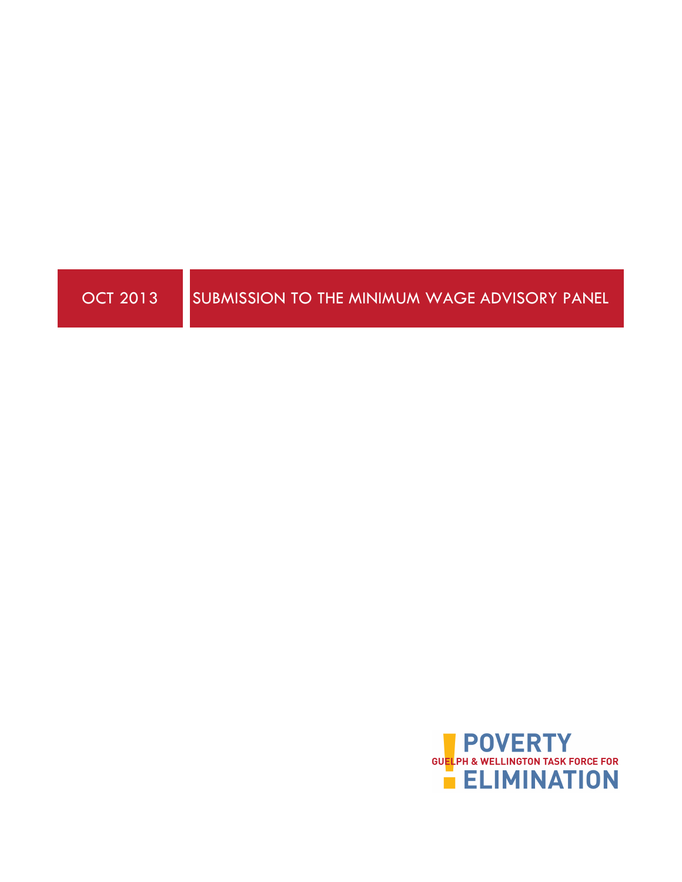OCT 2013

# SUBMISSION TO THE MINIMUM WAGE ADVISORY PANEL

POVERTY
GUELPH & WELLINGTON TASK FORCE FOR
ELIMINATION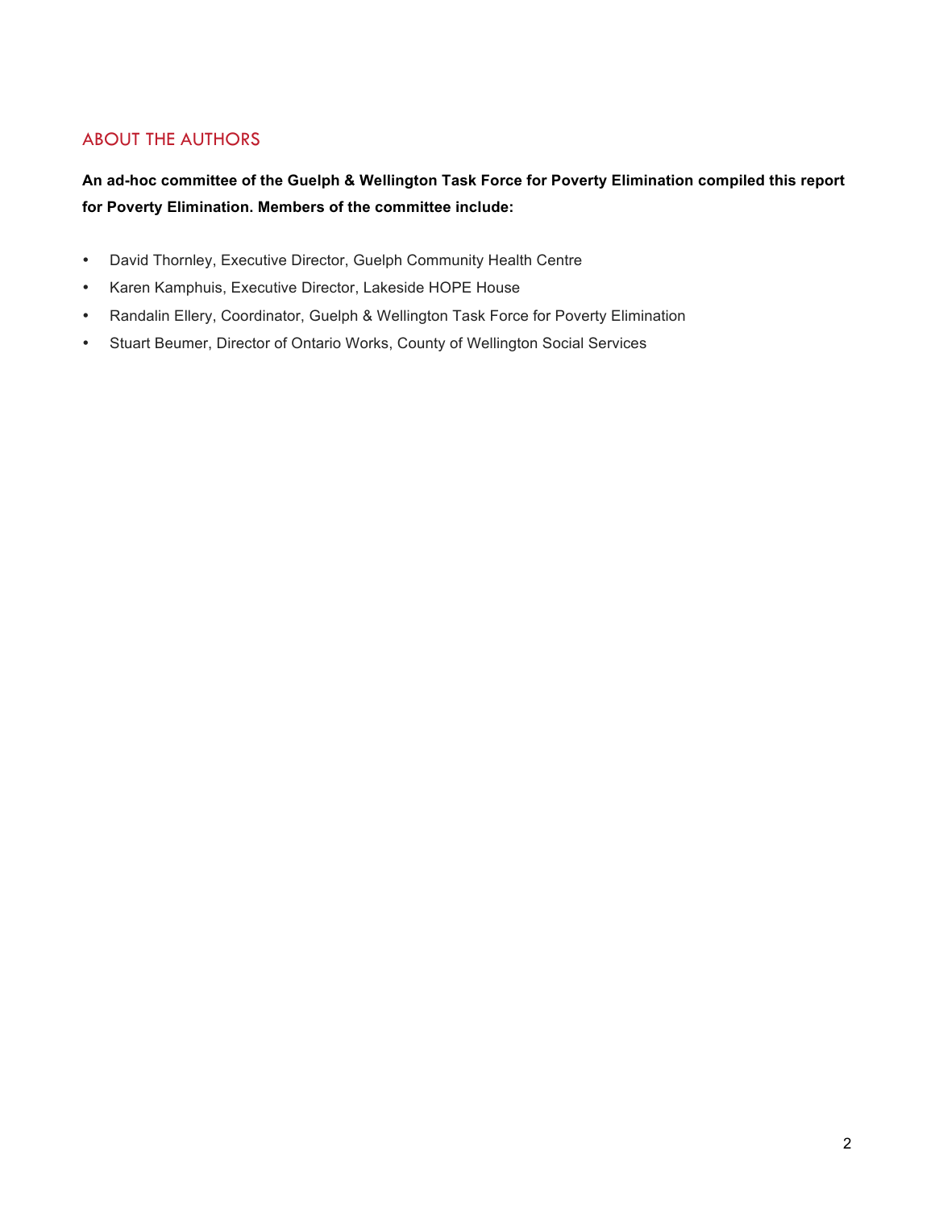## ABOUT THE AUTHORS

**An ad-hoc committee of the Guelph & Wellington Task Force for Poverty Elimination compiled this report for Poverty Elimination. Members of the committee include:**

- David Thornley, Executive Director, Guelph Community Health Centre
- Karen Kamphuis, Executive Director, Lakeside HOPE House
- Randalin Ellery, Coordinator, Guelph & Wellington Task Force for Poverty Elimination
- Stuart Beumer, Director of Ontario Works, County of Wellington Social Services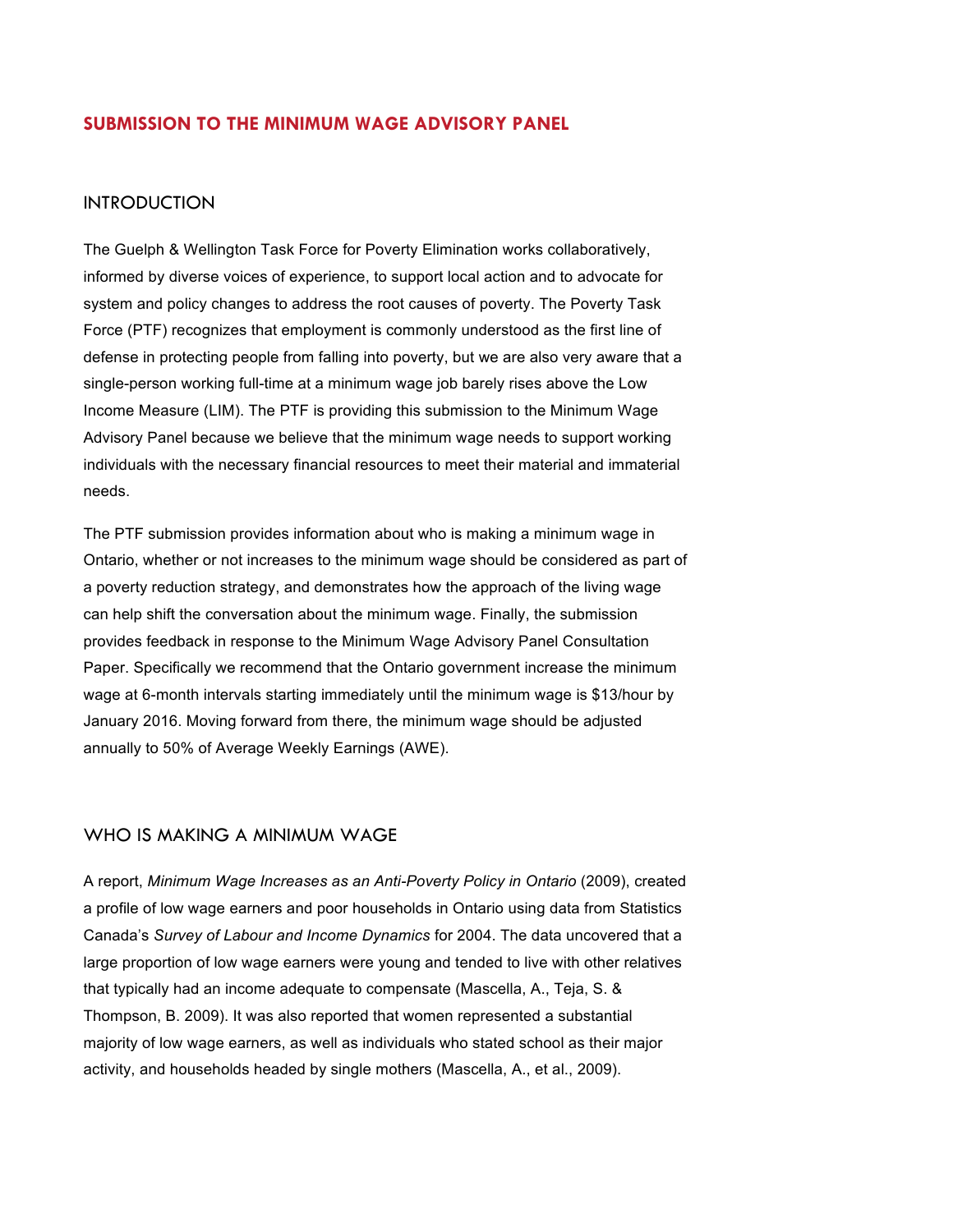# SUBMISSION TO THE MINIMUM WAGE ADVISORY PANEL

## INTRODUCTION

The Guelph & Wellington Task Force for Poverty Elimination works collaboratively, informed by diverse voices of experience, to support local action and to advocate for system and policy changes to address the root causes of poverty. The Poverty Task Force (PTF) recognizes that employment is commonly understood as the first line of defense in protecting people from falling into poverty, but we are also very aware that a single-person working full-time at a minimum wage job barely rises above the Low Income Measure (LIM). The PTF is providing this submission to the Minimum Wage Advisory Panel because we believe that the minimum wage needs to support working individuals with the necessary financial resources to meet their material and immaterial needs.

The PTF submission provides information about who is making a minimum wage in Ontario, whether or not increases to the minimum wage should be considered as part of a poverty reduction strategy, and demonstrates how the approach of the living wage can help shift the conversation about the minimum wage. Finally, the submission provides feedback in response to the Minimum Wage Advisory Panel Consultation Paper. Specifically we recommend that the Ontario government increase the minimum wage at 6-month intervals starting immediately until the minimum wage is $13/hour by January 2016. Moving forward from there, the minimum wage should be adjusted annually to 50% of Average Weekly Earnings (AWE).

## WHO IS MAKING A MINIMUM WAGE

A report, *Minimum Wage Increases as an Anti-Poverty Policy in Ontario* (2009), created a profile of low wage earners and poor households in Ontario using data from Statistics Canada's *Survey of Labour and Income Dynamics* for 2004. The data uncovered that a large proportion of low wage earners were young and tended to live with other relatives that typically had an income adequate to compensate (Mascella, A., Teja, S. & Thompson, B. 2009). It was also reported that women represented a substantial majority of low wage earners, as well as individuals who stated school as their major activity, and households headed by single mothers (Mascella, A., et al., 2009).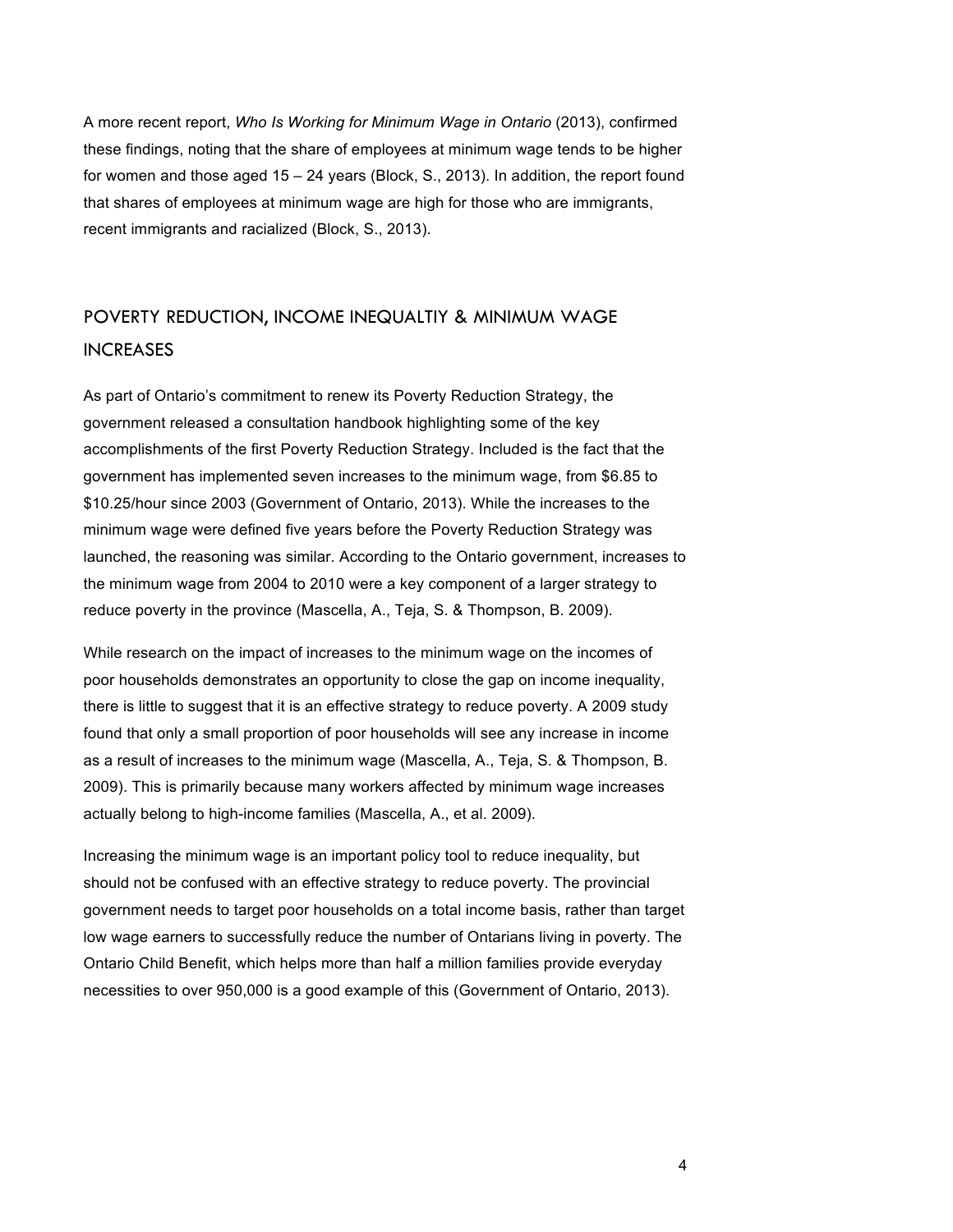A more recent report, *Who Is Working for Minimum Wage in Ontario* (2013), confirmed these findings, noting that the share of employees at minimum wage tends to be higher for women and those aged 15 – 24 years (Block, S., 2013). In addition, the report found that shares of employees at minimum wage are high for those who are immigrants, recent immigrants and racialized (Block, S., 2013).

## POVERTY REDUCTION, INCOME INEQUALTIY & MINIMUM WAGE INCREASES

As part of Ontario's commitment to renew its Poverty Reduction Strategy, the government released a consultation handbook highlighting some of the key accomplishments of the first Poverty Reduction Strategy. Included is the fact that the government has implemented seven increases to the minimum wage, from $6.85 to $10.25/hour since 2003 (Government of Ontario, 2013). While the increases to the minimum wage were defined five years before the Poverty Reduction Strategy was launched, the reasoning was similar. According to the Ontario government, increases to the minimum wage from 2004 to 2010 were a key component of a larger strategy to reduce poverty in the province (Mascella, A., Teja, S. & Thompson, B. 2009).

While research on the impact of increases to the minimum wage on the incomes of poor households demonstrates an opportunity to close the gap on income inequality, there is little to suggest that it is an effective strategy to reduce poverty. A 2009 study found that only a small proportion of poor households will see any increase in income as a result of increases to the minimum wage (Mascella, A., Teja, S. & Thompson, B. 2009). This is primarily because many workers affected by minimum wage increases actually belong to high-income families (Mascella, A., et al. 2009).

Increasing the minimum wage is an important policy tool to reduce inequality, but should not be confused with an effective strategy to reduce poverty. The provincial government needs to target poor households on a total income basis, rather than target low wage earners to successfully reduce the number of Ontarians living in poverty. The Ontario Child Benefit, which helps more than half a million families provide everyday necessities to over 950,000 is a good example of this (Government of Ontario, 2013).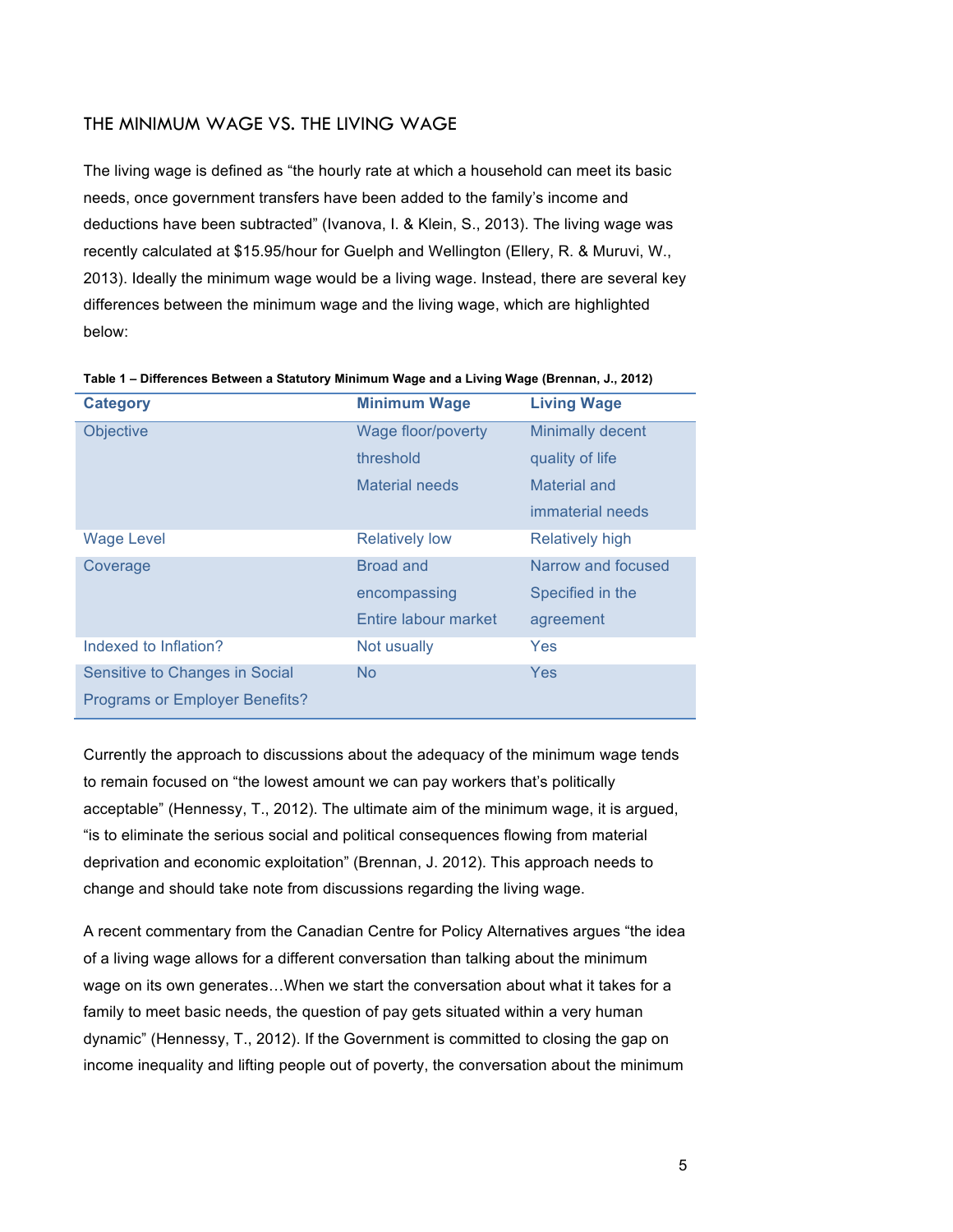## THE MINIMUM WAGE VS. THE LIVING WAGE

The living wage is defined as "the hourly rate at which a household can meet its basic needs, once government transfers have been added to the family's income and deductions have been subtracted" (Ivanova, I. & Klein, S., 2013). The living wage was recently calculated at $15.95/hour for Guelph and Wellington (Ellery, R. & Muruvi, W., 2013). Ideally the minimum wage would be a living wage. Instead, there are several key differences between the minimum wage and the living wage, which are highlighted below:

**Table 1 – Differences Between a Statutory Minimum Wage and a Living Wage (Brennan, J., 2012)**

| Category | Minimum Wage | Living Wage |
|---|---|---|
| Objective | Wage floor/poverty threshold<br>Material needs | Minimally decent quality of life<br>Material and immaterial needs |
| Wage Level | Relatively low | Relatively high |
| Coverage | Broad and encompassing<br>Entire labour market | Narrow and focused<br>Specified in the agreement |
| Indexed to Inflation? | Not usually | Yes |
| Sensitive to Changes in Social Programs or Employer Benefits? | No | Yes |

Currently the approach to discussions about the adequacy of the minimum wage tends to remain focused on "the lowest amount we can pay workers that's politically acceptable" (Hennessy, T., 2012). The ultimate aim of the minimum wage, it is argued, "is to eliminate the serious social and political consequences flowing from material deprivation and economic exploitation" (Brennan, J. 2012). This approach needs to change and should take note from discussions regarding the living wage.

A recent commentary from the Canadian Centre for Policy Alternatives argues "the idea of a living wage allows for a different conversation than talking about the minimum wage on its own generates…When we start the conversation about what it takes for a family to meet basic needs, the question of pay gets situated within a very human dynamic" (Hennessy, T., 2012). If the Government is committed to closing the gap on income inequality and lifting people out of poverty, the conversation about the minimum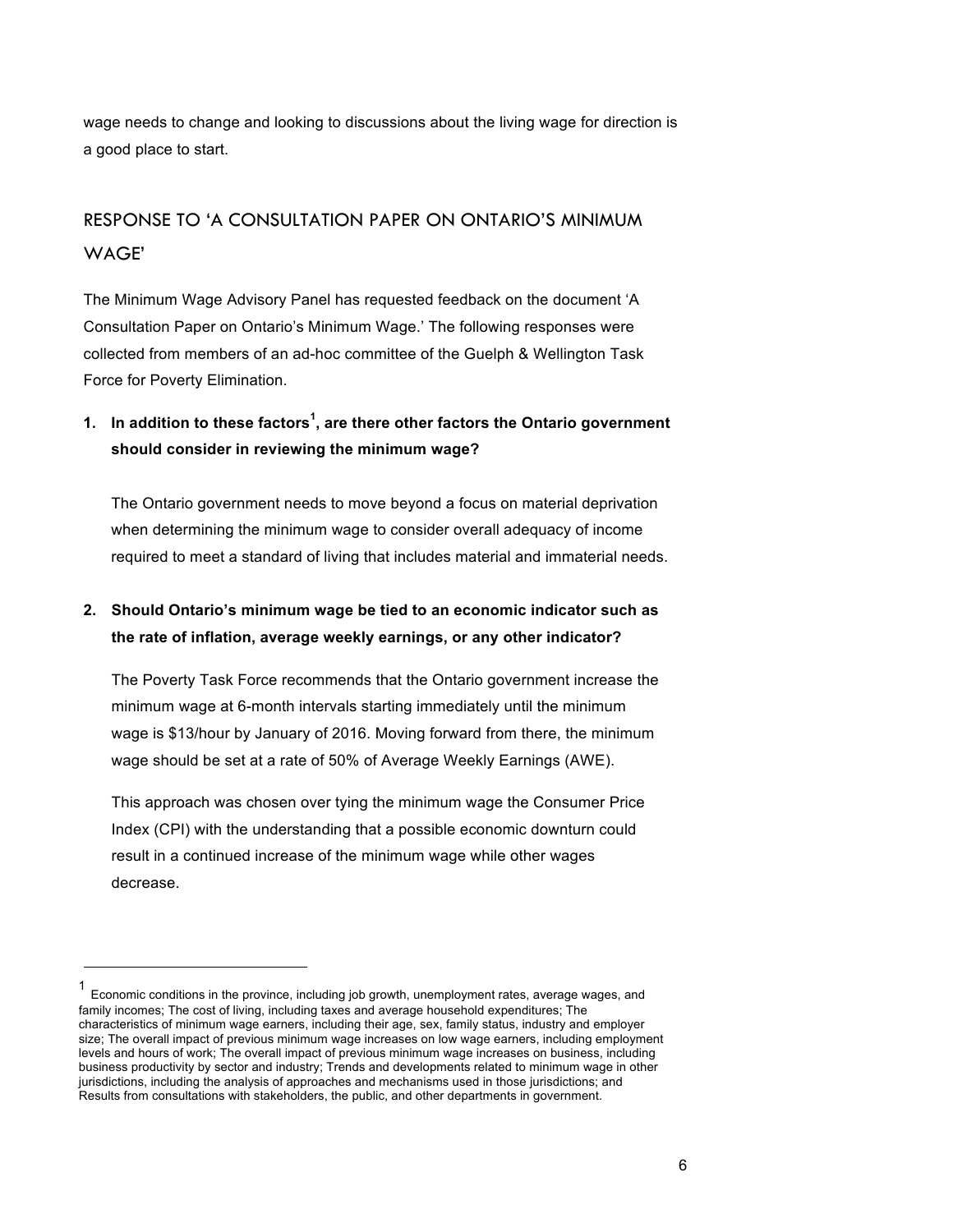wage needs to change and looking to discussions about the living wage for direction is a good place to start.

## RESPONSE TO 'A CONSULTATION PAPER ON ONTARIO'S MINIMUM WAGE'

The Minimum Wage Advisory Panel has requested feedback on the document 'A Consultation Paper on Ontario's Minimum Wage.' The following responses were collected from members of an ad-hoc committee of the Guelph & Wellington Task Force for Poverty Elimination.

1. **In addition to these factors[1], are there other factors the Ontario government should consider in reviewing the minimum wage?**

   The Ontario government needs to move beyond a focus on material deprivation when determining the minimum wage to consider overall adequacy of income required to meet a standard of living that includes material and immaterial needs.

2. **Should Ontario's minimum wage be tied to an economic indicator such as the rate of inflation, average weekly earnings, or any other indicator?**

   The Poverty Task Force recommends that the Ontario government increase the minimum wage at 6-month intervals starting immediately until the minimum wage is $13/hour by January of 2016. Moving forward from there, the minimum wage should be set at a rate of 50% of Average Weekly Earnings (AWE).

   This approach was chosen over tying the minimum wage the Consumer Price Index (CPI) with the understanding that a possible economic downturn could result in a continued increase of the minimum wage while other wages decrease.

---

[1] Economic conditions in the province, including job growth, unemployment rates, average wages, and family incomes; The cost of living, including taxes and average household expenditures; The characteristics of minimum wage earners, including their age, sex, family status, industry and employer size; The overall impact of previous minimum wage increases on low wage earners, including employment levels and hours of work; The overall impact of previous minimum wage increases on business, including business productivity by sector and industry; Trends and developments related to minimum wage in other jurisdictions, including the analysis of approaches and mechanisms used in those jurisdictions; and Results from consultations with stakeholders, the public, and other departments in government.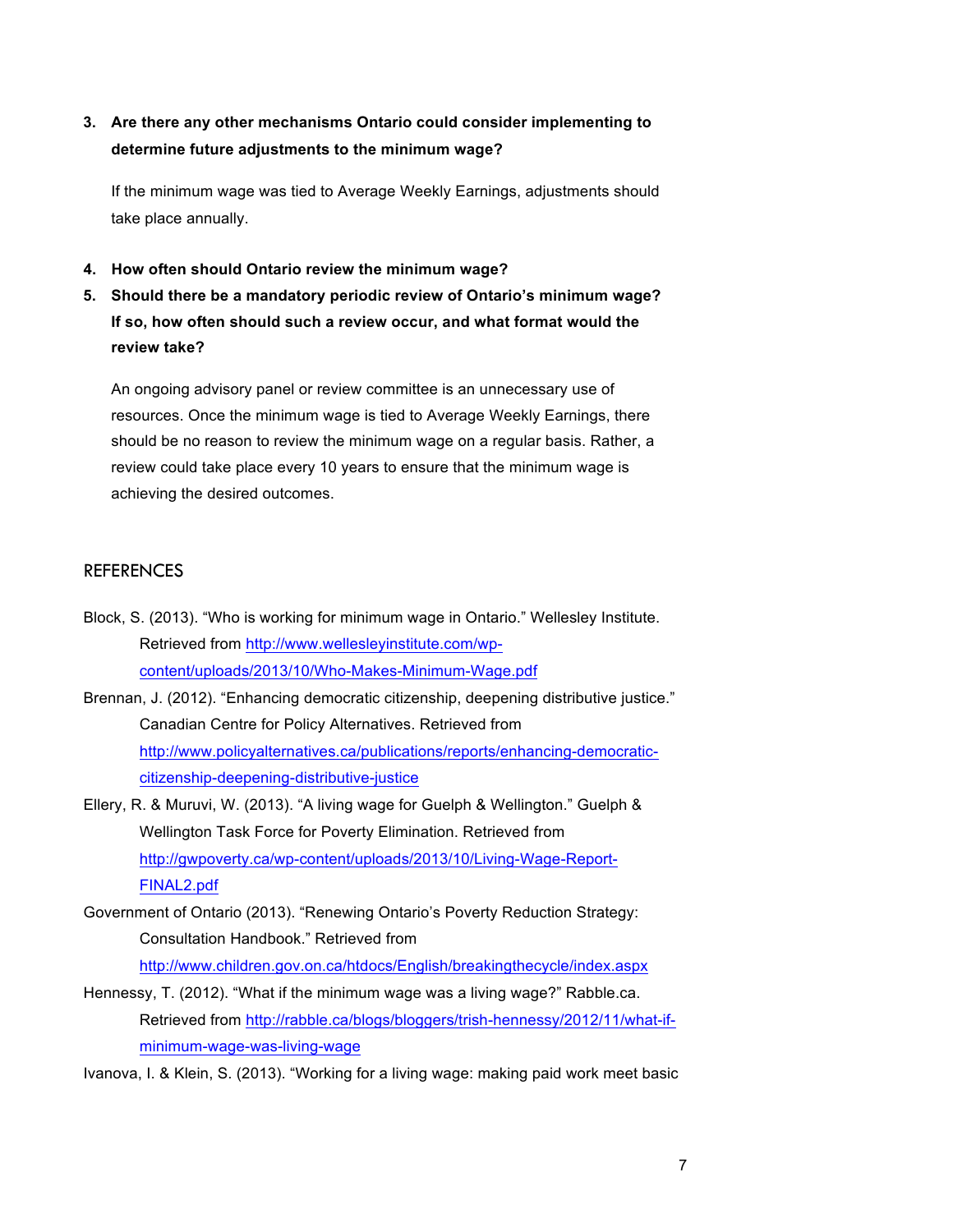3. **Are there any other mechanisms Ontario could consider implementing to determine future adjustments to the minimum wage?**

   If the minimum wage was tied to Average Weekly Earnings, adjustments should take place annually.

4. **How often should Ontario review the minimum wage?**
5. **Should there be a mandatory periodic review of Ontario's minimum wage? If so, how often should such a review occur, and what format would the review take?**

   An ongoing advisory panel or review committee is an unnecessary use of resources. Once the minimum wage is tied to Average Weekly Earnings, there should be no reason to review the minimum wage on a regular basis. Rather, a review could take place every 10 years to ensure that the minimum wage is achieving the desired outcomes.

## REFERENCES

Block, S. (2013). "Who is working for minimum wage in Ontario." Wellesley Institute. Retrieved from http://www.wellesleyinstitute.com/wp-content/uploads/2013/10/Who-Makes-Minimum-Wage.pdf

Brennan, J. (2012). "Enhancing democratic citizenship, deepening distributive justice." Canadian Centre for Policy Alternatives. Retrieved from http://www.policyalternatives.ca/publications/reports/enhancing-democratic-citizenship-deepening-distributive-justice

Ellery, R. & Muruvi, W. (2013). "A living wage for Guelph & Wellington." Guelph & Wellington Task Force for Poverty Elimination. Retrieved from http://gwpoverty.ca/wp-content/uploads/2013/10/Living-Wage-Report-FINAL2.pdf

Government of Ontario (2013). "Renewing Ontario's Poverty Reduction Strategy: Consultation Handbook." Retrieved from http://www.children.gov.on.ca/htdocs/English/breakingthecycle/index.aspx

Hennessy, T. (2012). "What if the minimum wage was a living wage?" Rabble.ca. Retrieved from http://rabble.ca/blogs/bloggers/trish-hennessy/2012/11/what-if-minimum-wage-was-living-wage

Ivanova, I. & Klein, S. (2013). "Working for a living wage: making paid work meet basic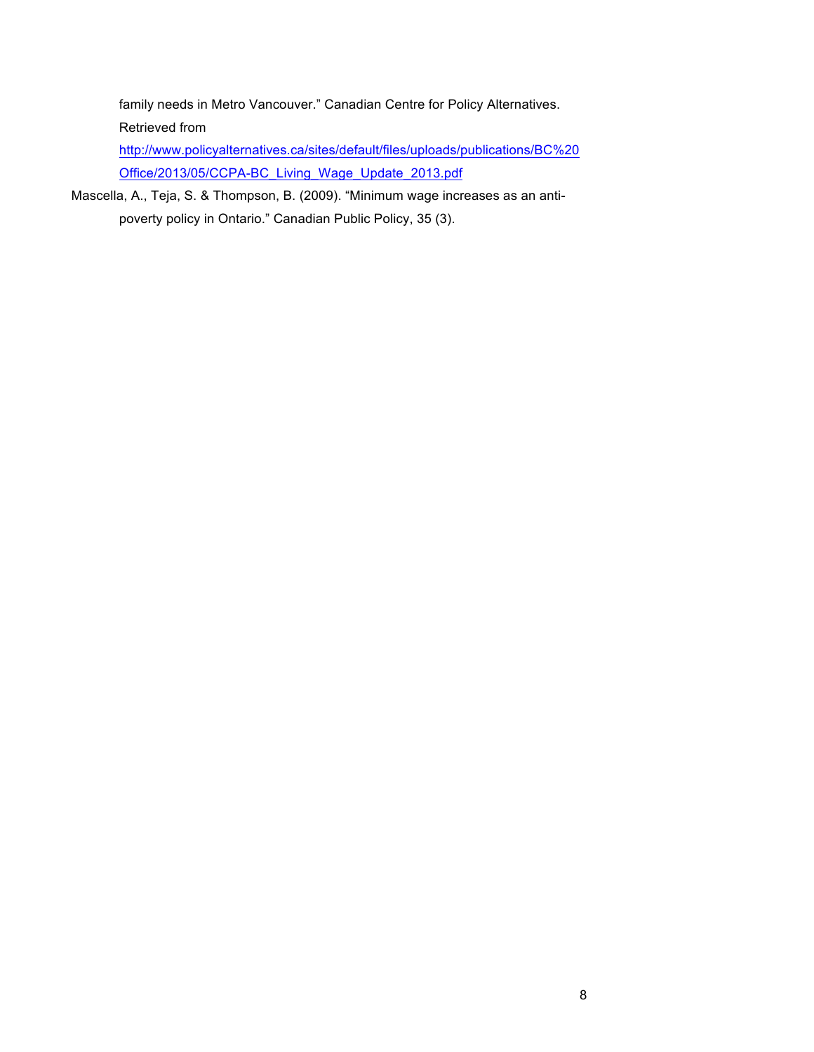family needs in Metro Vancouver." Canadian Centre for Policy Alternatives. Retrieved from http://www.policyalternatives.ca/sites/default/files/uploads/publications/BC%20Office/2013/05/CCPA-BC_Living_Wage_Update_2013.pdf

Mascella, A., Teja, S. & Thompson, B. (2009). "Minimum wage increases as an anti-poverty policy in Ontario." Canadian Public Policy, 35 (3).